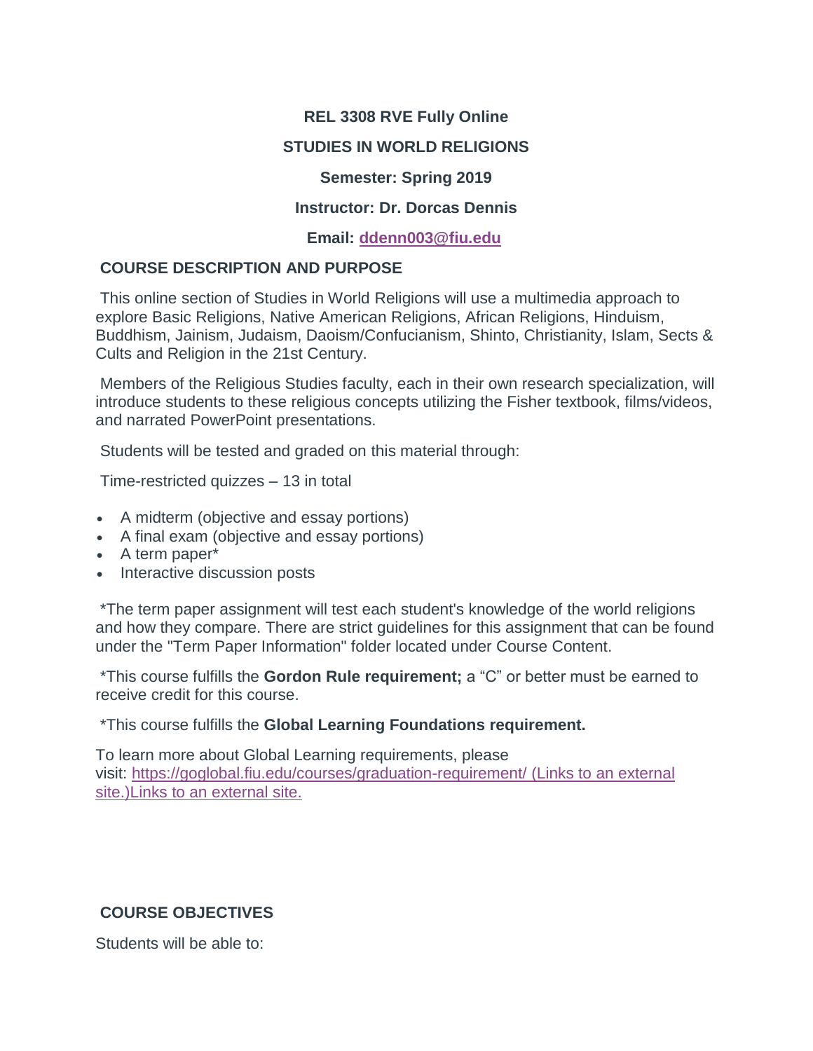**REL 3308 RVE Fully Online**

**STUDIES IN WORLD RELIGIONS**

**Semester: Spring 2019**

**Instructor: Dr. Dorcas Dennis**

**Email: [ddenn003@fiu.edu](mailto:ddenn003@fiu.edu)**

## COURSE DESCRIPTION AND PURPOSE

This online section of Studies in World Religions will use a multimedia approach to explore Basic Religions, Native American Religions, African Religions, Hinduism, Buddhism, Jainism, Judaism, Daoism/Confucianism, Shinto, Christianity, Islam, Sects & Cults and Religion in the 21st Century.

Members of the Religious Studies faculty, each in their own research specialization, will introduce students to these religious concepts utilizing the Fisher textbook, films/videos, and narrated PowerPoint presentations.

Students will be tested and graded on this material through:

Time-restricted quizzes – 13 in total

- A midterm (objective and essay portions)
- A final exam (objective and essay portions)
- A term paper*
- Interactive discussion posts

*The term paper assignment will test each student's knowledge of the world religions and how they compare. There are strict guidelines for this assignment that can be found under the "Term Paper Information" folder located under Course Content.

*This course fulfills the **Gordon Rule requirement;** a "C" or better must be earned to receive credit for this course.

*This course fulfills the **Global Learning Foundations requirement.**

To learn more about Global Learning requirements, please visit: [https://goglobal.fiu.edu/courses/graduation-requirement/ (Links to an external site.)Links to an external site.](https://goglobal.fiu.edu/courses/graduation-requirement/)

## COURSE OBJECTIVES

Students will be able to: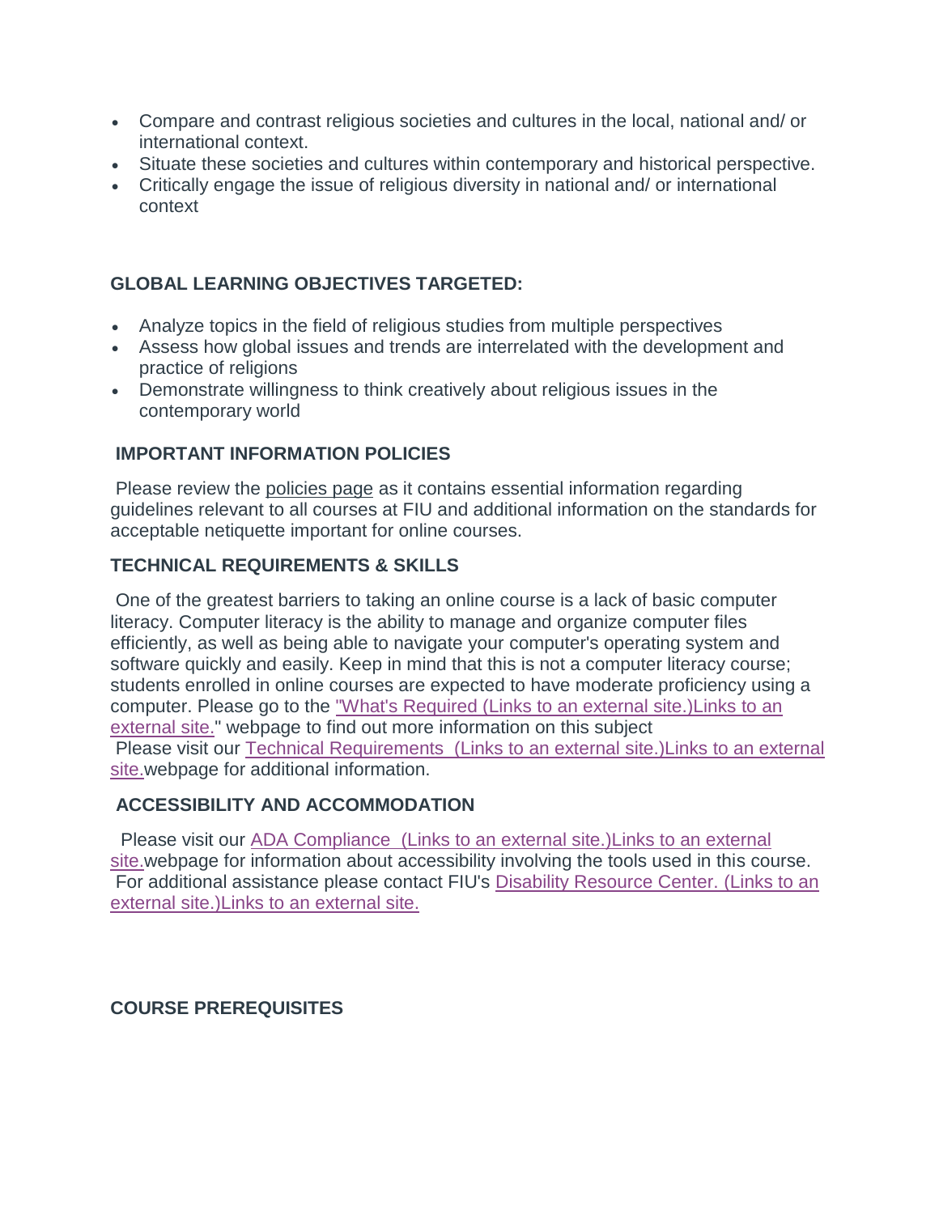- Compare and contrast religious societies and cultures in the local, national and/ or international context.
- Situate these societies and cultures within contemporary and historical perspective.
- Critically engage the issue of religious diversity in national and/ or international context

**GLOBAL LEARNING OBJECTIVES TARGETED:**

- Analyze topics in the field of religious studies from multiple perspectives
- Assess how global issues and trends are interrelated with the development and practice of religions
- Demonstrate willingness to think creatively about religious issues in the contemporary world

**IMPORTANT INFORMATION POLICIES**

Please review the policies page as it contains essential information regarding guidelines relevant to all courses at FIU and additional information on the standards for acceptable netiquette important for online courses.

**TECHNICAL REQUIREMENTS & SKILLS**

One of the greatest barriers to taking an online course is a lack of basic computer literacy. Computer literacy is the ability to manage and organize computer files efficiently, as well as being able to navigate your computer's operating system and software quickly and easily. Keep in mind that this is not a computer literacy course; students enrolled in online courses are expected to have moderate proficiency using a computer. Please go to the "What's Required (Links to an external site.)Links to an external site." webpage to find out more information on this subject
Please visit our Technical Requirements (Links to an external site.)Links to an external site.webpage for additional information.

**ACCESSIBILITY AND ACCOMMODATION**

Please visit our ADA Compliance (Links to an external site.)Links to an external site.webpage for information about accessibility involving the tools used in this course.
For additional assistance please contact FIU's Disability Resource Center. (Links to an external site.)Links to an external site.

**COURSE PREREQUISITES**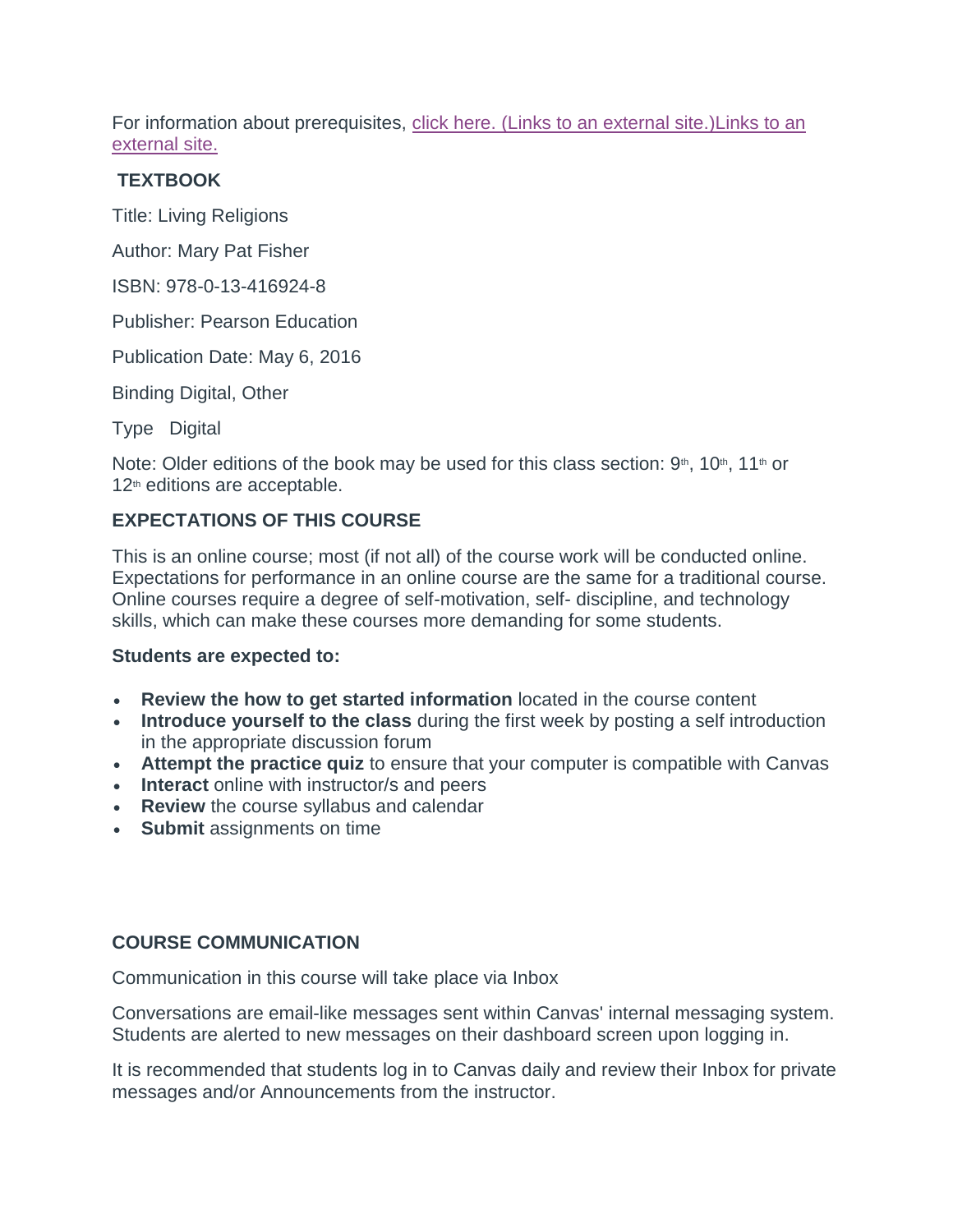For information about prerequisites, [click here. (Links to an external site.)Links to an external site.]()

## TEXTBOOK

Title: Living Religions

Author: Mary Pat Fisher

ISBN: 978-0-13-416924-8

Publisher: Pearson Education

Publication Date: May 6, 2016

Binding Digital, Other

Type Digital

Note: Older editions of the book may be used for this class section: 9th, 10th, 11th or 12th editions are acceptable.

## EXPECTATIONS OF THIS COURSE

This is an online course; most (if not all) of the course work will be conducted online. Expectations for performance in an online course are the same for a traditional course. Online courses require a degree of self-motivation, self- discipline, and technology skills, which can make these courses more demanding for some students.

**Students are expected to:**

- **Review the how to get started information** located in the course content
- **Introduce yourself to the class** during the first week by posting a self introduction in the appropriate discussion forum
- **Attempt the practice quiz** to ensure that your computer is compatible with Canvas
- **Interact** online with instructor/s and peers
- **Review** the course syllabus and calendar
- **Submit** assignments on time

## COURSE COMMUNICATION

Communication in this course will take place via Inbox

Conversations are email-like messages sent within Canvas' internal messaging system. Students are alerted to new messages on their dashboard screen upon logging in.

It is recommended that students log in to Canvas daily and review their Inbox for private messages and/or Announcements from the instructor.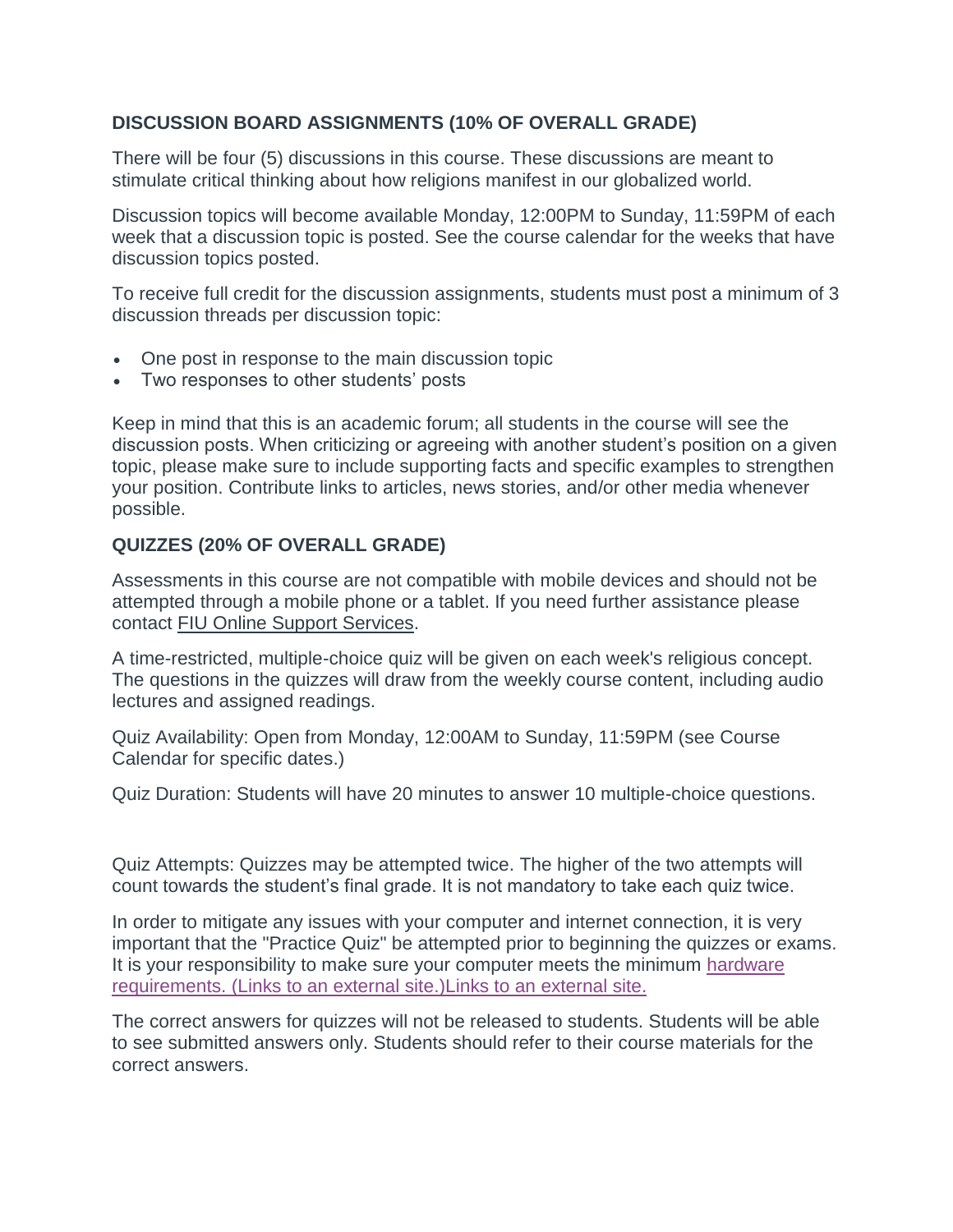## DISCUSSION BOARD ASSIGNMENTS (10% OF OVERALL GRADE)

There will be four (5) discussions in this course. These discussions are meant to stimulate critical thinking about how religions manifest in our globalized world.

Discussion topics will become available Monday, 12:00PM to Sunday, 11:59PM of each week that a discussion topic is posted. See the course calendar for the weeks that have discussion topics posted.

To receive full credit for the discussion assignments, students must post a minimum of 3 discussion threads per discussion topic:

- One post in response to the main discussion topic
- Two responses to other students' posts

Keep in mind that this is an academic forum; all students in the course will see the discussion posts. When criticizing or agreeing with another student's position on a given topic, please make sure to include supporting facts and specific examples to strengthen your position. Contribute links to articles, news stories, and/or other media whenever possible.

## QUIZZES (20% OF OVERALL GRADE)

Assessments in this course are not compatible with mobile devices and should not be attempted through a mobile phone or a tablet. If you need further assistance please contact FIU Online Support Services.

A time-restricted, multiple-choice quiz will be given on each week's religious concept. The questions in the quizzes will draw from the weekly course content, including audio lectures and assigned readings.

Quiz Availability: Open from Monday, 12:00AM to Sunday, 11:59PM (see Course Calendar for specific dates.)

Quiz Duration: Students will have 20 minutes to answer 10 multiple-choice questions.

Quiz Attempts: Quizzes may be attempted twice. The higher of the two attempts will count towards the student's final grade. It is not mandatory to take each quiz twice.

In order to mitigate any issues with your computer and internet connection, it is very important that the "Practice Quiz" be attempted prior to beginning the quizzes or exams. It is your responsibility to make sure your computer meets the minimum hardware requirements. (Links to an external site.)Links to an external site.

The correct answers for quizzes will not be released to students. Students will be able to see submitted answers only. Students should refer to their course materials for the correct answers.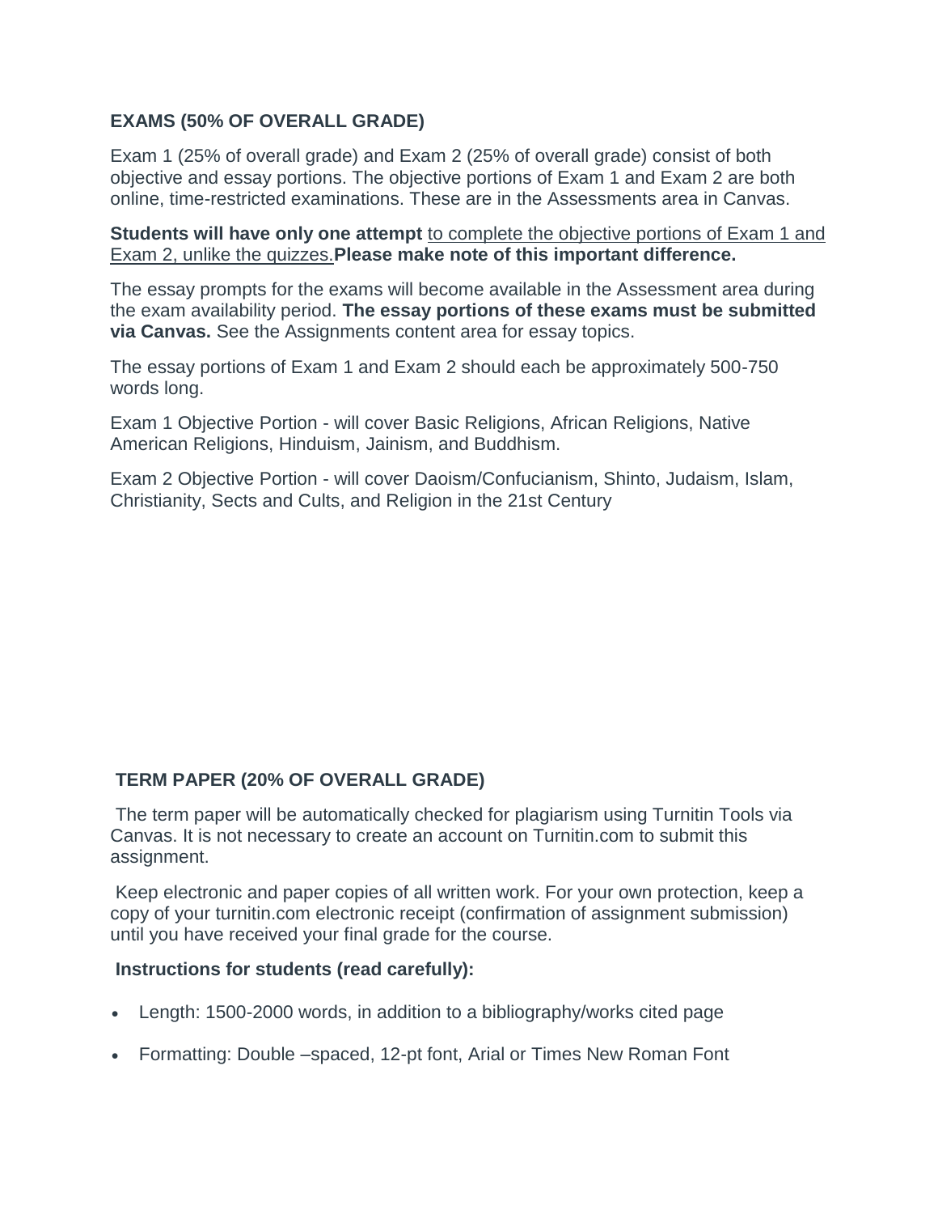### EXAMS (50% OF OVERALL GRADE)

Exam 1 (25% of overall grade) and Exam 2 (25% of overall grade) consist of both objective and essay portions. The objective portions of Exam 1 and Exam 2 are both online, time-restricted examinations. These are in the Assessments area in Canvas.

**Students will have only one attempt** to complete the objective portions of Exam 1 and Exam 2, unlike the quizzes. **Please make note of this important difference.**

The essay prompts for the exams will become available in the Assessment area during the exam availability period. **The essay portions of these exams must be submitted via Canvas.** See the Assignments content area for essay topics.

The essay portions of Exam 1 and Exam 2 should each be approximately 500-750 words long.

Exam 1 Objective Portion - will cover Basic Religions, African Religions, Native American Religions, Hinduism, Jainism, and Buddhism.

Exam 2 Objective Portion - will cover Daoism/Confucianism, Shinto, Judaism, Islam, Christianity, Sects and Cults, and Religion in the 21st Century

### TERM PAPER (20% OF OVERALL GRADE)

The term paper will be automatically checked for plagiarism using Turnitin Tools via Canvas. It is not necessary to create an account on Turnitin.com to submit this assignment.

Keep electronic and paper copies of all written work. For your own protection, keep a copy of your turnitin.com electronic receipt (confirmation of assignment submission) until you have received your final grade for the course.

**Instructions for students (read carefully):**

- Length: 1500-2000 words, in addition to a bibliography/works cited page
- Formatting: Double –spaced, 12-pt font, Arial or Times New Roman Font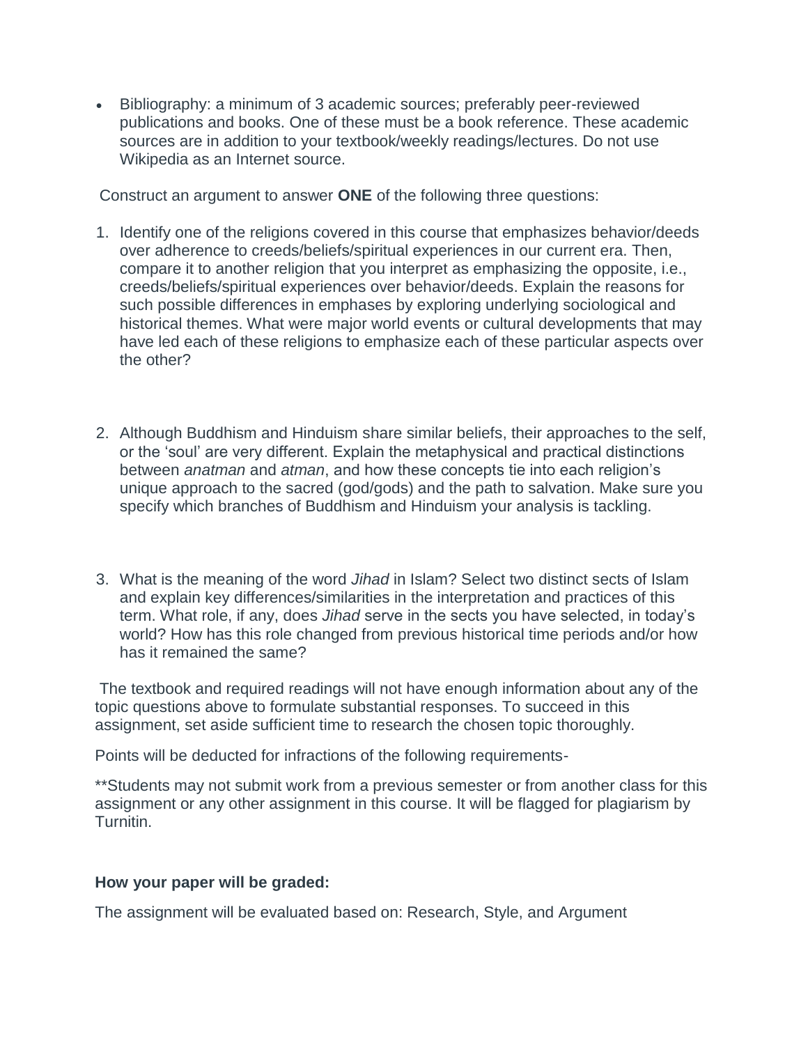- Bibliography: a minimum of 3 academic sources; preferably peer-reviewed publications and books. One of these must be a book reference. These academic sources are in addition to your textbook/weekly readings/lectures. Do not use Wikipedia as an Internet source.

Construct an argument to answer **ONE** of the following three questions:

1. Identify one of the religions covered in this course that emphasizes behavior/deeds over adherence to creeds/beliefs/spiritual experiences in our current era. Then, compare it to another religion that you interpret as emphasizing the opposite, i.e., creeds/beliefs/spiritual experiences over behavior/deeds. Explain the reasons for such possible differences in emphases by exploring underlying sociological and historical themes. What were major world events or cultural developments that may have led each of these religions to emphasize each of these particular aspects over the other?

2. Although Buddhism and Hinduism share similar beliefs, their approaches to the self, or the 'soul' are very different. Explain the metaphysical and practical distinctions between *anatman* and *atman*, and how these concepts tie into each religion's unique approach to the sacred (god/gods) and the path to salvation. Make sure you specify which branches of Buddhism and Hinduism your analysis is tackling.

3. What is the meaning of the word *Jihad* in Islam? Select two distinct sects of Islam and explain key differences/similarities in the interpretation and practices of this term. What role, if any, does *Jihad* serve in the sects you have selected, in today's world? How has this role changed from previous historical time periods and/or how has it remained the same?

The textbook and required readings will not have enough information about any of the topic questions above to formulate substantial responses. To succeed in this assignment, set aside sufficient time to research the chosen topic thoroughly.

Points will be deducted for infractions of the following requirements-

**Students may not submit work from a previous semester or from another class for this assignment or any other assignment in this course. It will be flagged for plagiarism by Turnitin.

**How your paper will be graded:**

The assignment will be evaluated based on: Research, Style, and Argument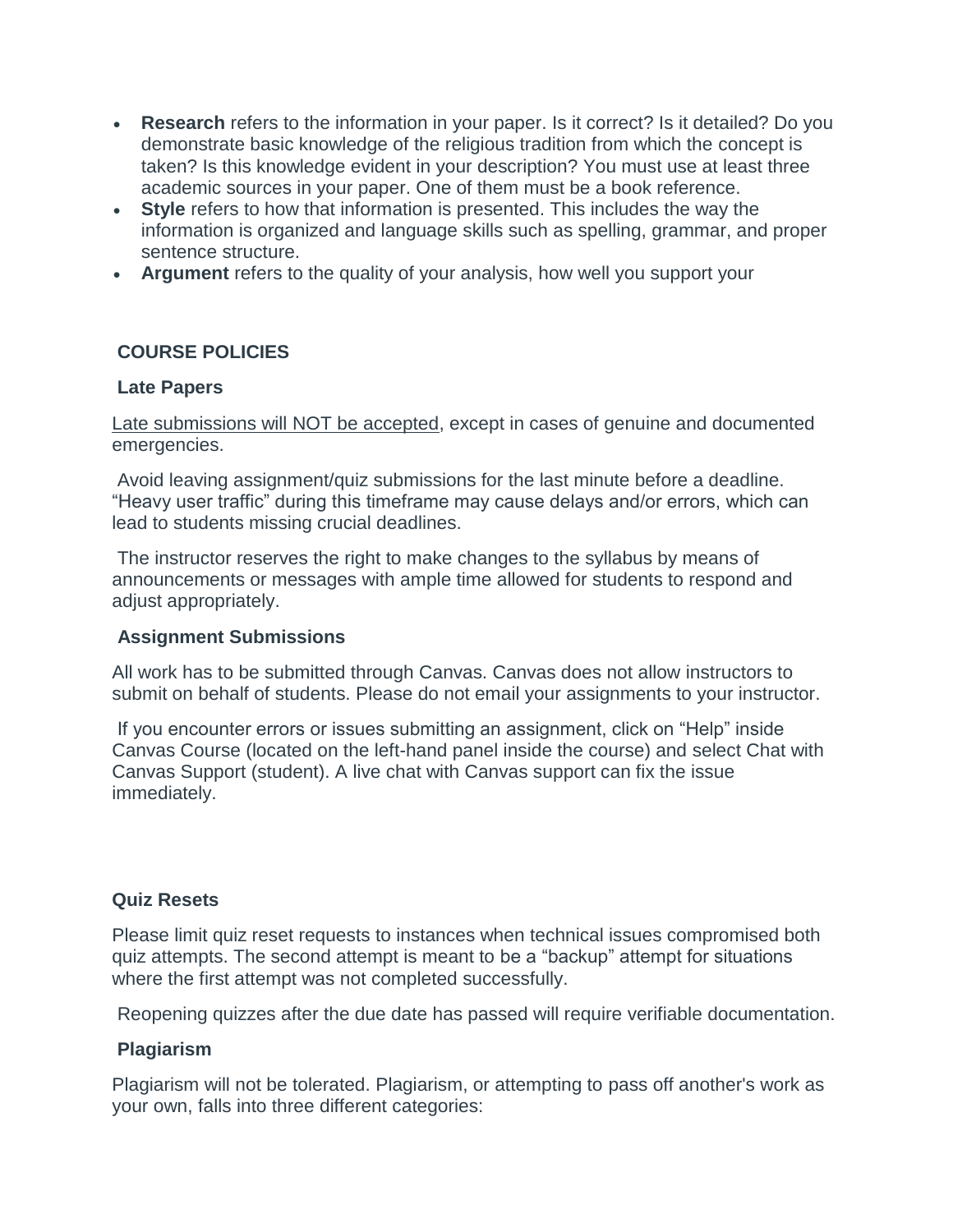- **Research** refers to the information in your paper. Is it correct? Is it detailed? Do you demonstrate basic knowledge of the religious tradition from which the concept is taken? Is this knowledge evident in your description? You must use at least three academic sources in your paper. One of them must be a book reference.
- **Style** refers to how that information is presented. This includes the way the information is organized and language skills such as spelling, grammar, and proper sentence structure.
- **Argument** refers to the quality of your analysis, how well you support your

## COURSE POLICIES

### Late Papers

Late submissions will NOT be accepted, except in cases of genuine and documented emergencies.

Avoid leaving assignment/quiz submissions for the last minute before a deadline. "Heavy user traffic" during this timeframe may cause delays and/or errors, which can lead to students missing crucial deadlines.

The instructor reserves the right to make changes to the syllabus by means of announcements or messages with ample time allowed for students to respond and adjust appropriately.

### Assignment Submissions

All work has to be submitted through Canvas. Canvas does not allow instructors to submit on behalf of students. Please do not email your assignments to your instructor.

If you encounter errors or issues submitting an assignment, click on "Help" inside Canvas Course (located on the left-hand panel inside the course) and select Chat with Canvas Support (student). A live chat with Canvas support can fix the issue immediately.

### Quiz Resets

Please limit quiz reset requests to instances when technical issues compromised both quiz attempts. The second attempt is meant to be a "backup" attempt for situations where the first attempt was not completed successfully.

Reopening quizzes after the due date has passed will require verifiable documentation.

### Plagiarism

Plagiarism will not be tolerated. Plagiarism, or attempting to pass off another's work as your own, falls into three different categories: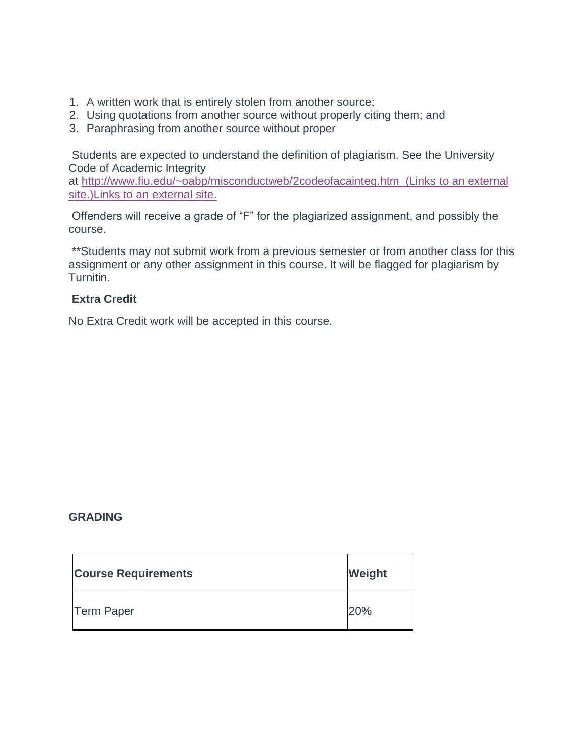1. A written work that is entirely stolen from another source;
2. Using quotations from another source without properly citing them; and
3. Paraphrasing from another source without proper

Students are expected to understand the definition of plagiarism. See the University Code of Academic Integrity at [http://www.fiu.edu/~oabp/misconductweb/2codeofacainteg.htm (Links to an external site.)Links to an external site.](http://www.fiu.edu/~oabp/misconductweb/2codeofacainteg.htm)

Offenders will receive a grade of "F" for the plagiarized assignment, and possibly the course.

**Students may not submit work from a previous semester or from another class for this assignment or any other assignment in this course. It will be flagged for plagiarism by Turnitin.

**Extra Credit**

No Extra Credit work will be accepted in this course.

**GRADING**

| **Course Requirements** | **Weight** |
|---|---|
| Term Paper | 20% |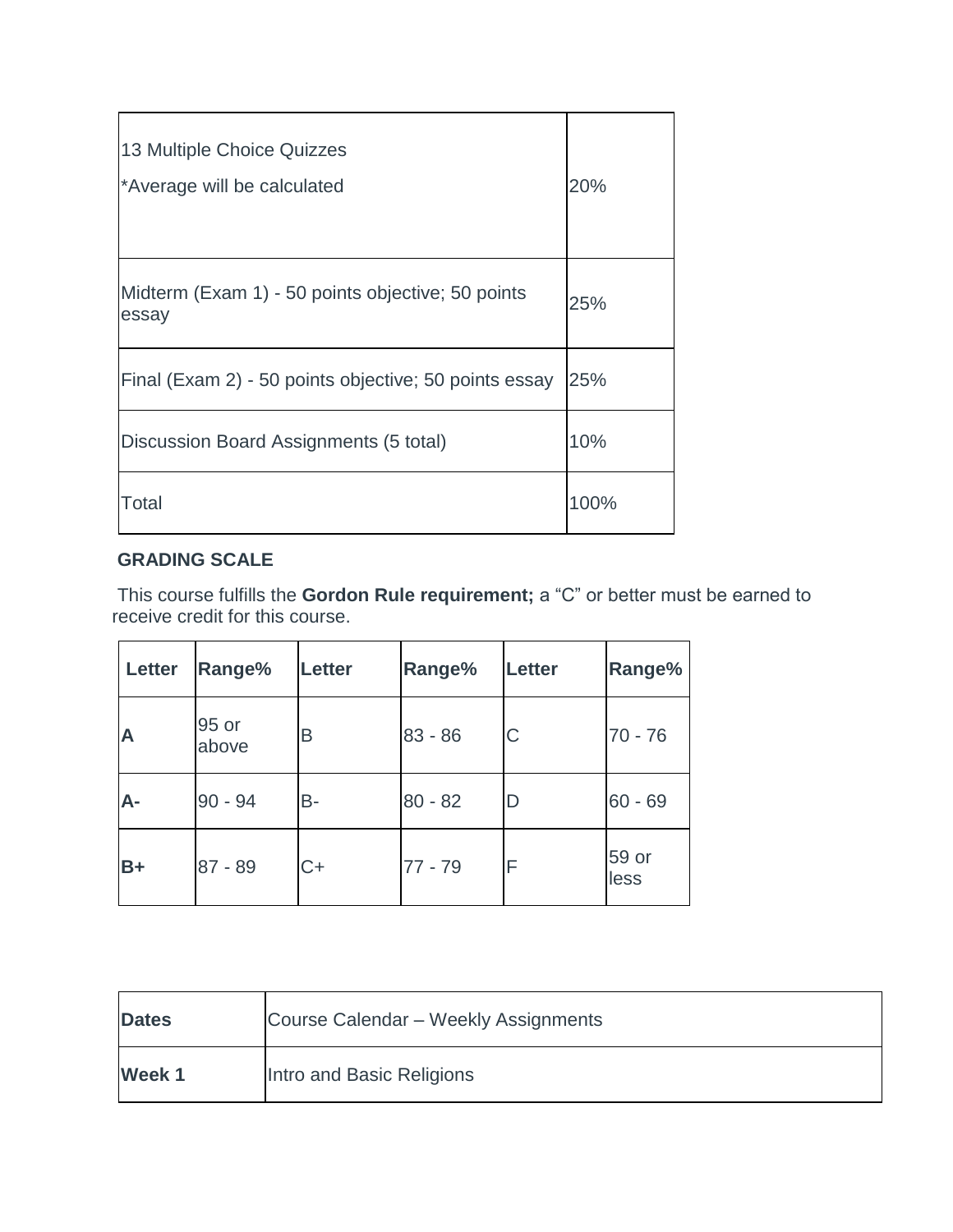| 13 Multiple Choice Quizzes<br>*Average will be calculated | 20% |
|---|---|
| Midterm (Exam 1) - 50 points objective; 50 points essay | 25% |
| Final (Exam 2) - 50 points objective; 50 points essay | 25% |
| Discussion Board Assignments (5 total) | 10% |
| Total | 100% |

**GRADING SCALE**

This course fulfills the **Gordon Rule requirement;** a "C" or better must be earned to receive credit for this course.

| Letter | Range% | Letter | Range% | Letter | Range% |
|---|---|---|---|---|---|
| **A** | 95 or above | B | 83 - 86 | C | 70 - 76 |
| **A-** | 90 - 94 | B- | 80 - 82 | D | 60 - 69 |
| **B+** | 87 - 89 | C+ | 77 - 79 | F | 59 or less |

| **Dates** | Course Calendar – Weekly Assignments |
|---|---|
| **Week 1** | Intro and Basic Religions |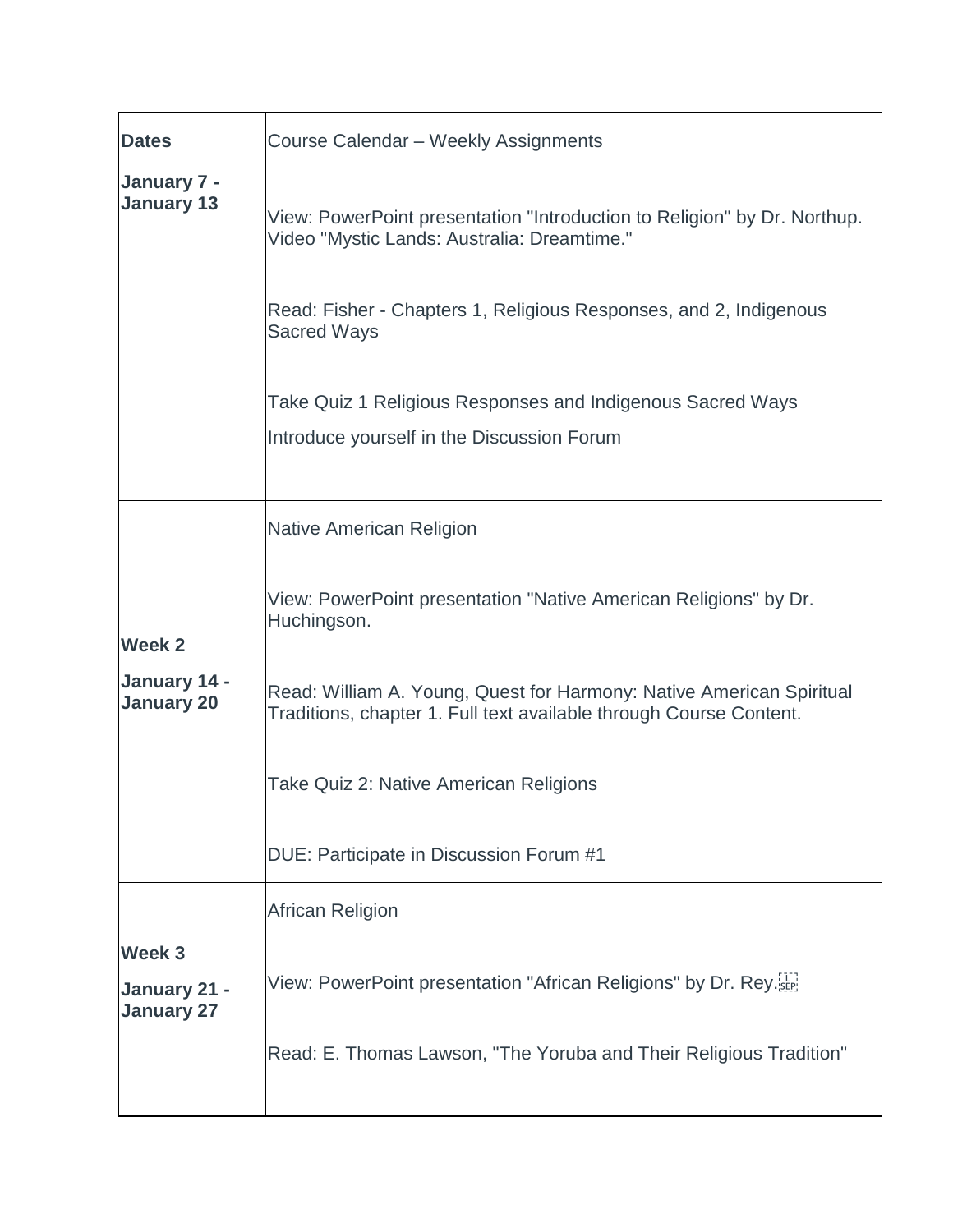| Dates | Course Calendar – Weekly Assignments |
|---|---|
| **January 7 - January 13** | View: PowerPoint presentation "Introduction to Religion" by Dr. Northup. Video "Mystic Lands: Australia: Dreamtime."<br><br>Read: Fisher - Chapters 1, Religious Responses, and 2, Indigenous Sacred Ways<br><br>Take Quiz 1 Religious Responses and Indigenous Sacred Ways<br>Introduce yourself in the Discussion Forum |
| **Week 2**<br>**January 14 - January 20** | Native American Religion<br><br>View: PowerPoint presentation "Native American Religions" by Dr. Huchingson.<br><br>Read: William A. Young, Quest for Harmony: Native American Spiritual Traditions, chapter 1. Full text available through Course Content.<br><br>Take Quiz 2: Native American Religions<br><br>DUE: Participate in Discussion Forum #1 |
| **Week 3**<br>**January 21 - January 27** | African Religion<br><br>View: PowerPoint presentation "African Religions" by Dr. Rey.<br><br>Read: E. Thomas Lawson, "The Yoruba and Their Religious Tradition" |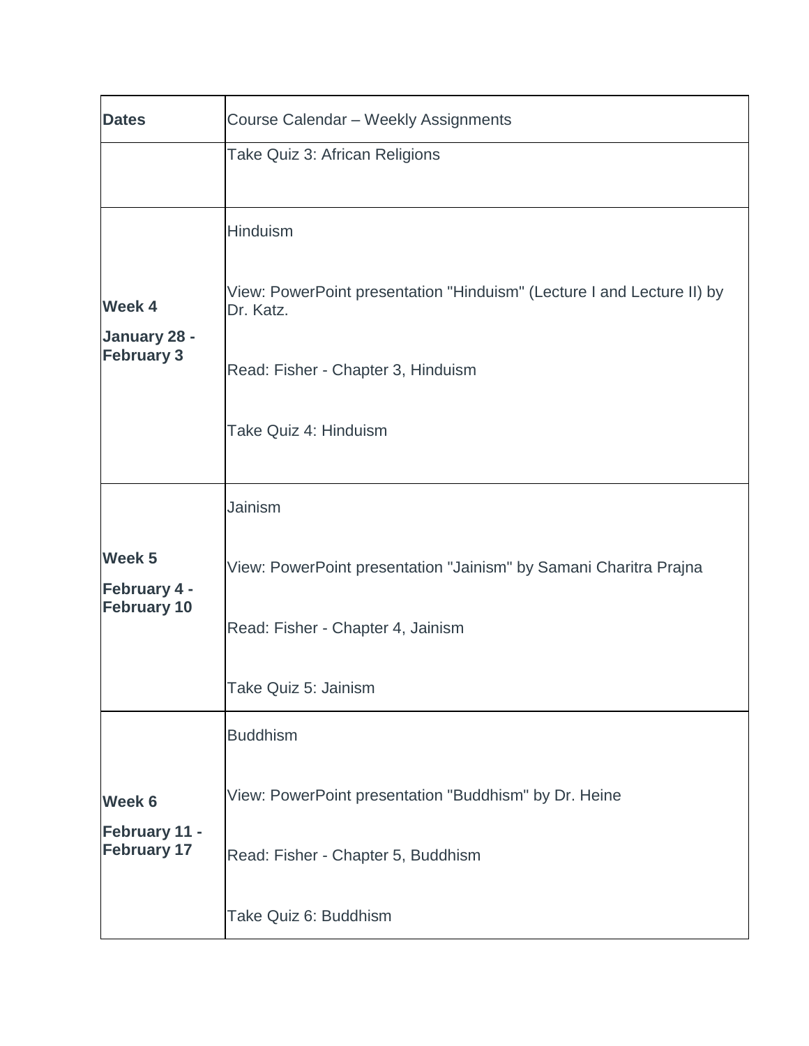| **Dates** | Course Calendar – Weekly Assignments |
|---|---|
| | Take Quiz 3: African Religions |
| **Week 4**<br>**January 28 - February 3** | Hinduism<br><br>View: PowerPoint presentation "Hinduism" (Lecture I and Lecture II) by Dr. Katz.<br><br>Read: Fisher - Chapter 3, Hinduism<br><br>Take Quiz 4: Hinduism |
| **Week 5**<br>**February 4 - February 10** | Jainism<br><br>View: PowerPoint presentation "Jainism" by Samani Charitra Prajna<br><br>Read: Fisher - Chapter 4, Jainism<br><br>Take Quiz 5: Jainism |
| **Week 6**<br>**February 11 - February 17** | Buddhism<br><br>View: PowerPoint presentation "Buddhism" by Dr. Heine<br><br>Read: Fisher - Chapter 5, Buddhism<br><br>Take Quiz 6: Buddhism |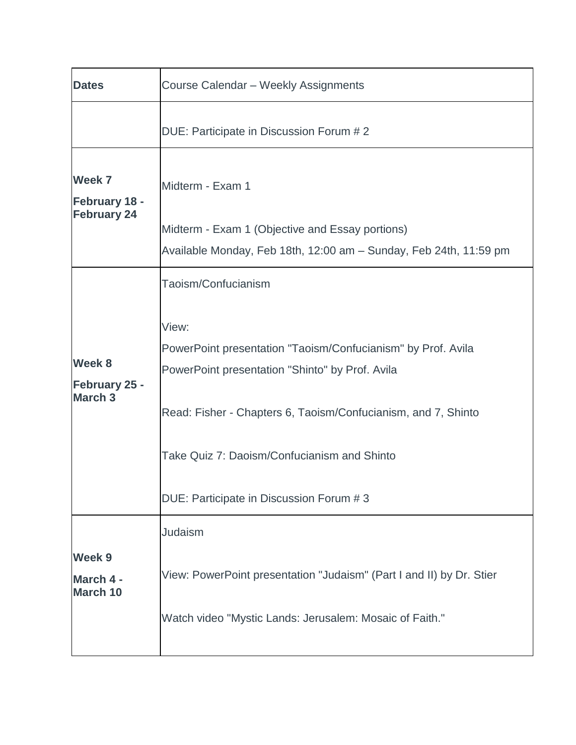| Dates | Course Calendar – Weekly Assignments |
|---|---|
| | DUE: Participate in Discussion Forum # 2 |
| **Week 7**<br>**February 18 - February 24** | Midterm - Exam 1<br><br>Midterm - Exam 1 (Objective and Essay portions)<br>Available Monday, Feb 18th, 12:00 am – Sunday, Feb 24th, 11:59 pm |
| **Week 8**<br>**February 25 - March 3** | Taoism/Confucianism<br><br>View:<br>PowerPoint presentation "Taoism/Confucianism" by Prof. Avila<br>PowerPoint presentation "Shinto" by Prof. Avila<br><br>Read: Fisher - Chapters 6, Taoism/Confucianism, and 7, Shinto<br><br>Take Quiz 7: Daoism/Confucianism and Shinto<br><br>DUE: Participate in Discussion Forum # 3 |
| **Week 9**<br>**March 4 - March 10** | Judaism<br><br>View: PowerPoint presentation "Judaism" (Part I and II) by Dr. Stier<br><br>Watch video "Mystic Lands: Jerusalem: Mosaic of Faith." |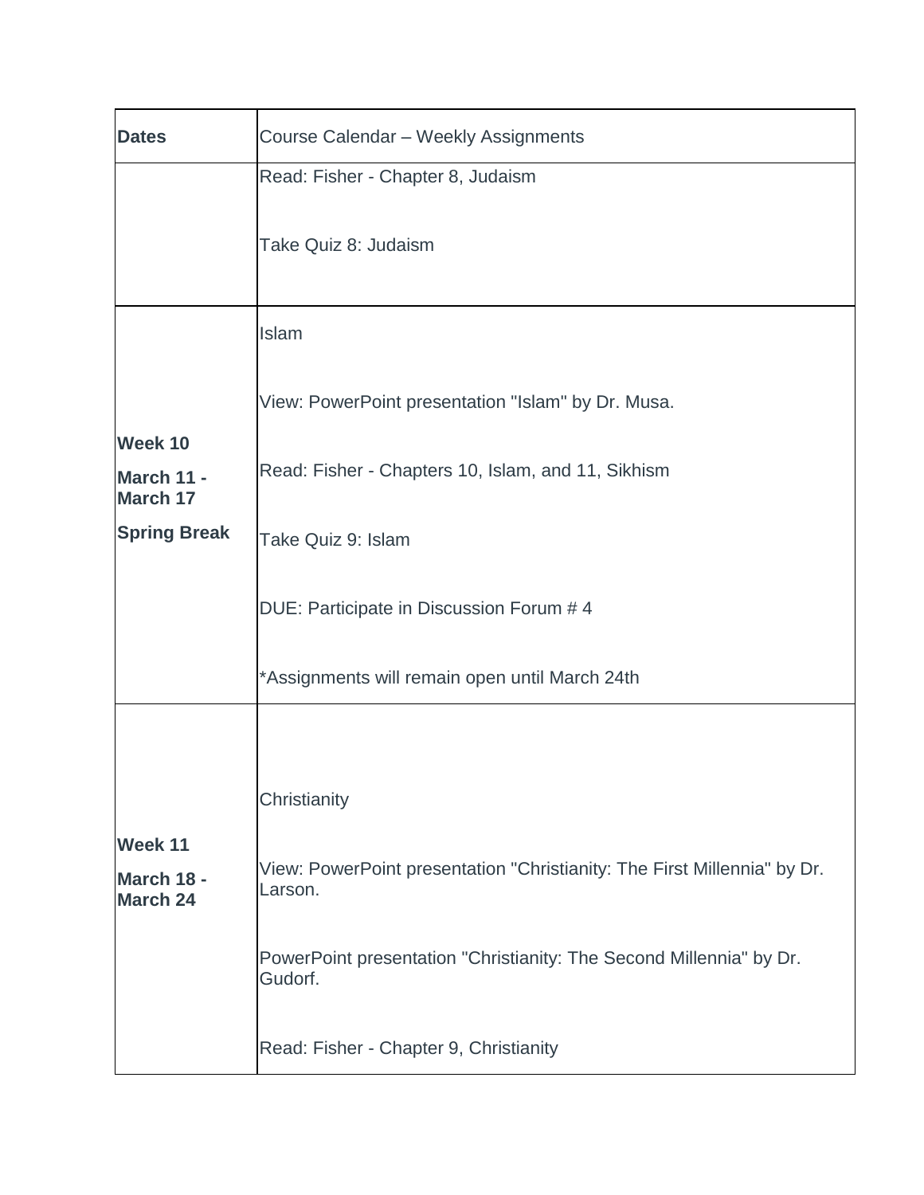| **Dates** | Course Calendar – Weekly Assignments |
|---|---|
| | Read: Fisher - Chapter 8, Judaism<br><br>Take Quiz 8: Judaism |
| **Week 10**<br>**March 11 - March 17**<br>**Spring Break** | Islam<br><br>View: PowerPoint presentation "Islam" by Dr. Musa.<br><br>Read: Fisher - Chapters 10, Islam, and 11, Sikhism<br><br>Take Quiz 9: Islam<br><br>DUE: Participate in Discussion Forum # 4<br><br>*Assignments will remain open until March 24th |
| **Week 11**<br>**March 18 - March 24** | Christianity<br><br>View: PowerPoint presentation "Christianity: The First Millennia" by Dr. Larson.<br><br>PowerPoint presentation "Christianity: The Second Millennia" by Dr. Gudorf.<br><br>Read: Fisher - Chapter 9, Christianity |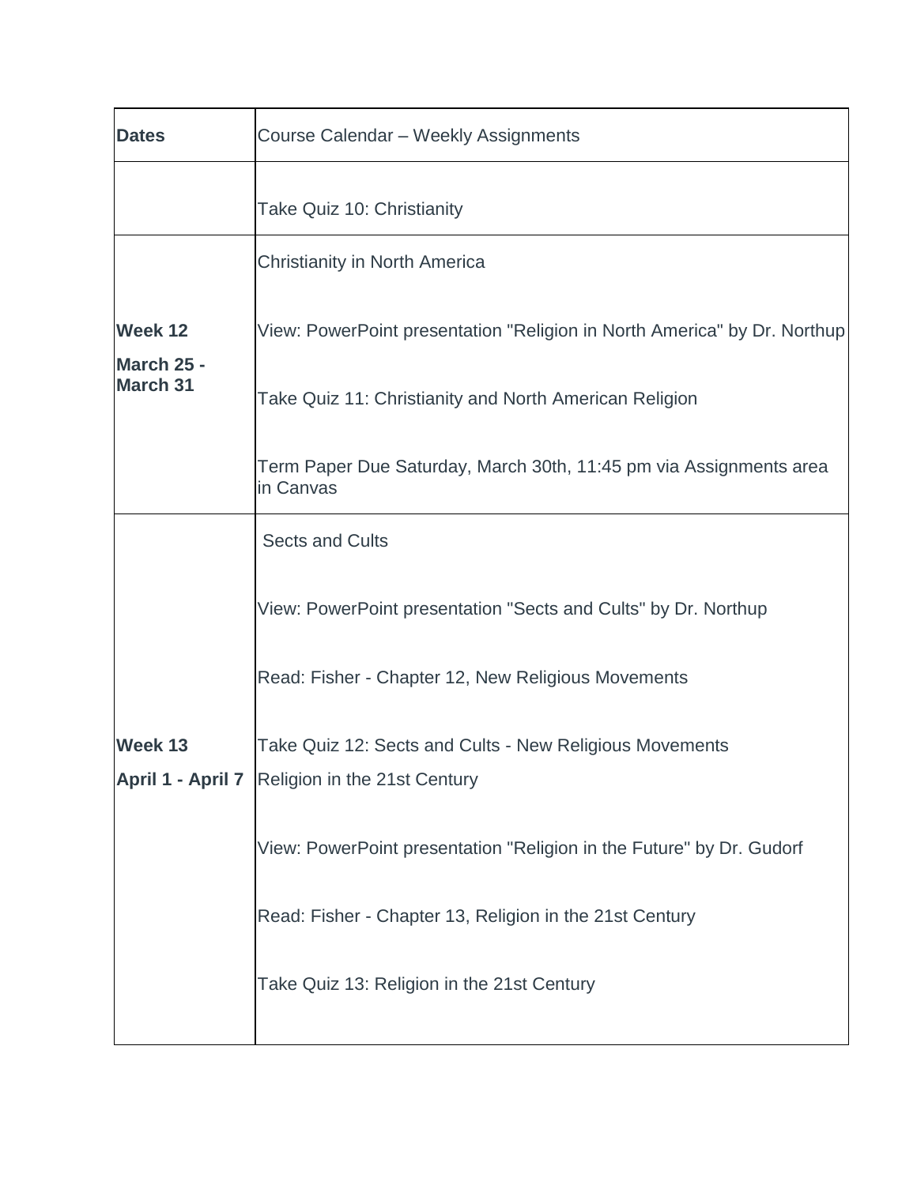| Dates | Course Calendar – Weekly Assignments |
|---|---|
| | Take Quiz 10: Christianity |
| **Week 12**<br>**March 25 - March 31** | Christianity in North America<br><br>View: PowerPoint presentation "Religion in North America" by Dr. Northup<br><br>Take Quiz 11: Christianity and North American Religion<br><br>Term Paper Due Saturday, March 30th, 11:45 pm via Assignments area in Canvas |
| **Week 13**<br>**April 1 - April 7** | Sects and Cults<br><br>View: PowerPoint presentation "Sects and Cults" by Dr. Northup<br><br>Read: Fisher - Chapter 12, New Religious Movements<br><br>Take Quiz 12: Sects and Cults - New Religious Movements<br>Religion in the 21st Century<br><br>View: PowerPoint presentation "Religion in the Future" by Dr. Gudorf<br><br>Read: Fisher - Chapter 13, Religion in the 21st Century<br><br>Take Quiz 13: Religion in the 21st Century |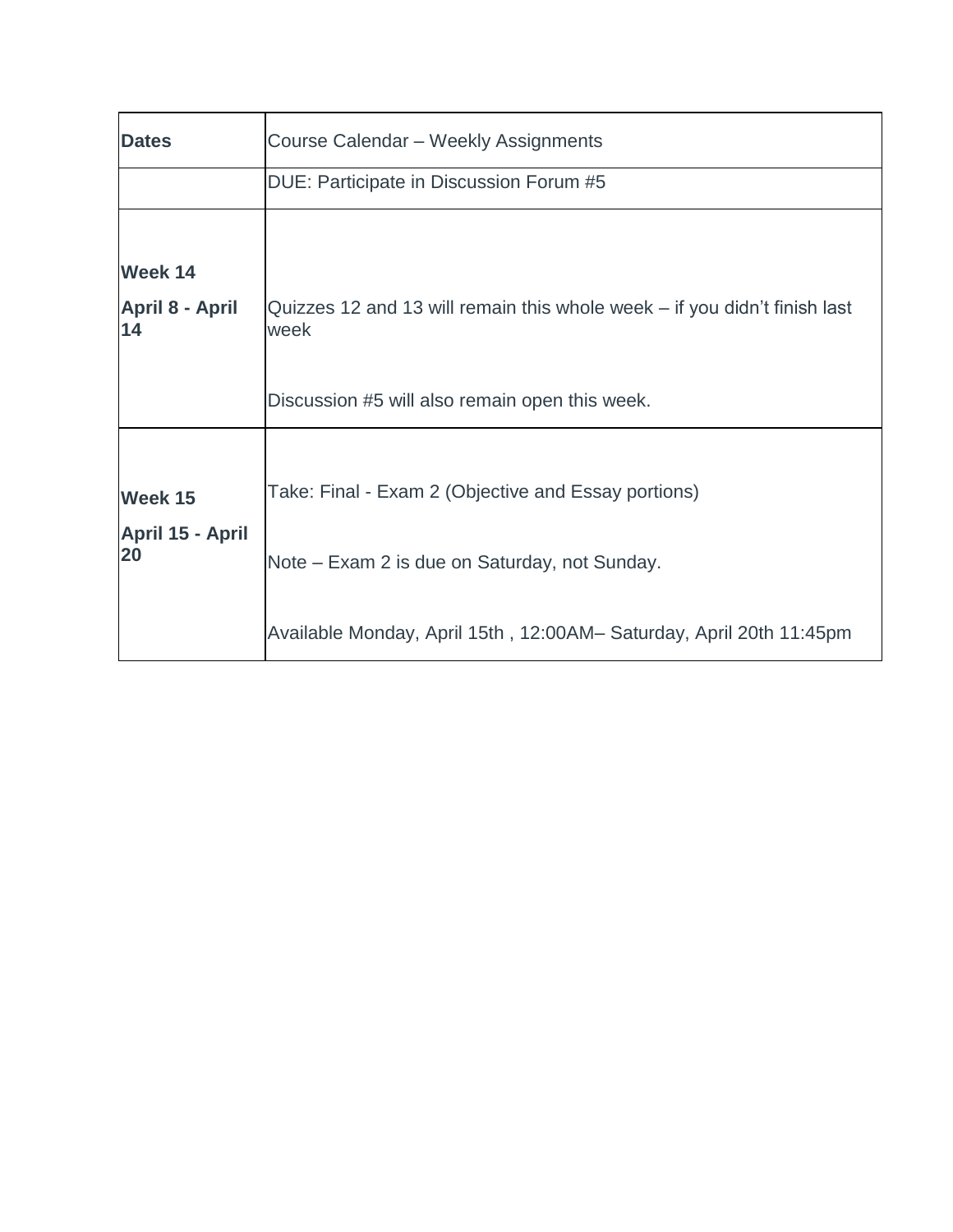| **Dates** | Course Calendar – Weekly Assignments |
|---|---|
| | DUE: Participate in Discussion Forum #5 |
| **Week 14**<br><br>**April 8 - April 14** | Quizzes 12 and 13 will remain this whole week – if you didn't finish last week<br><br>Discussion #5 will also remain open this week. |
| **Week 15**<br><br>**April 15 - April 20** | Take: Final - Exam 2 (Objective and Essay portions)<br><br>Note – Exam 2 is due on Saturday, not Sunday.<br><br>Available Monday, April 15th , 12:00AM– Saturday, April 20th 11:45pm |